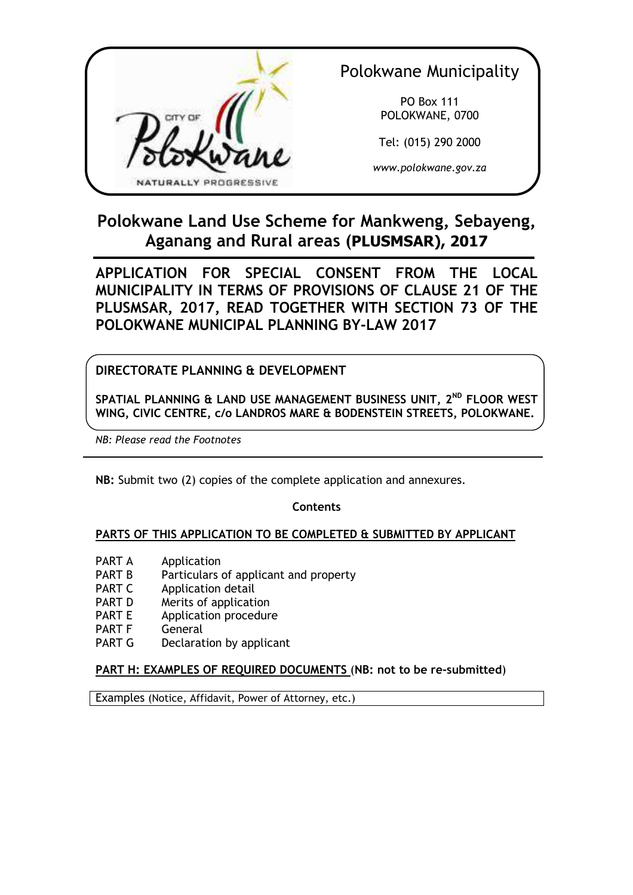Polokwane Municipality

PO Box 111
POLOKWANE, 0700

Tel: (015) 290 2000

*www.polokwane.gov.za*

# Polokwane Land Use Scheme for Mankweng, Sebayeng, Aganang and Rural areas (PLUSMSAR), 2017

## APPLICATION FOR SPECIAL CONSENT FROM THE LOCAL MUNICIPALITY IN TERMS OF PROVISIONS OF CLAUSE 21 OF THE PLUSMSAR, 2017, READ TOGETHER WITH SECTION 73 OF THE POLOKWANE MUNICIPAL PLANNING BY-LAW 2017

**DIRECTORATE PLANNING & DEVELOPMENT**

**SPATIAL PLANNING & LAND USE MANAGEMENT BUSINESS UNIT, 2ND FLOOR WEST WING, CIVIC CENTRE, c/o LANDROS MARE & BODENSTEIN STREETS, POLOKWANE.**

*NB: Please read the Footnotes*

---

**NB:** Submit two (2) copies of the complete application and annexures.

**Contents**

**PARTS OF THIS APPLICATION TO BE COMPLETED & SUBMITTED BY APPLICANT**

| | |
|---|---|
| PART A | Application |
| PART B | Particulars of applicant and property |
| PART C | Application detail |
| PART D | Merits of application |
| PART E | Application procedure |
| PART F | General |
| PART G | Declaration by applicant |

**PART H: EXAMPLES OF REQUIRED DOCUMENTS** (**NB: not to be re-submitted**)

| Examples (Notice, Affidavit, Power of Attorney, etc.) |
|---|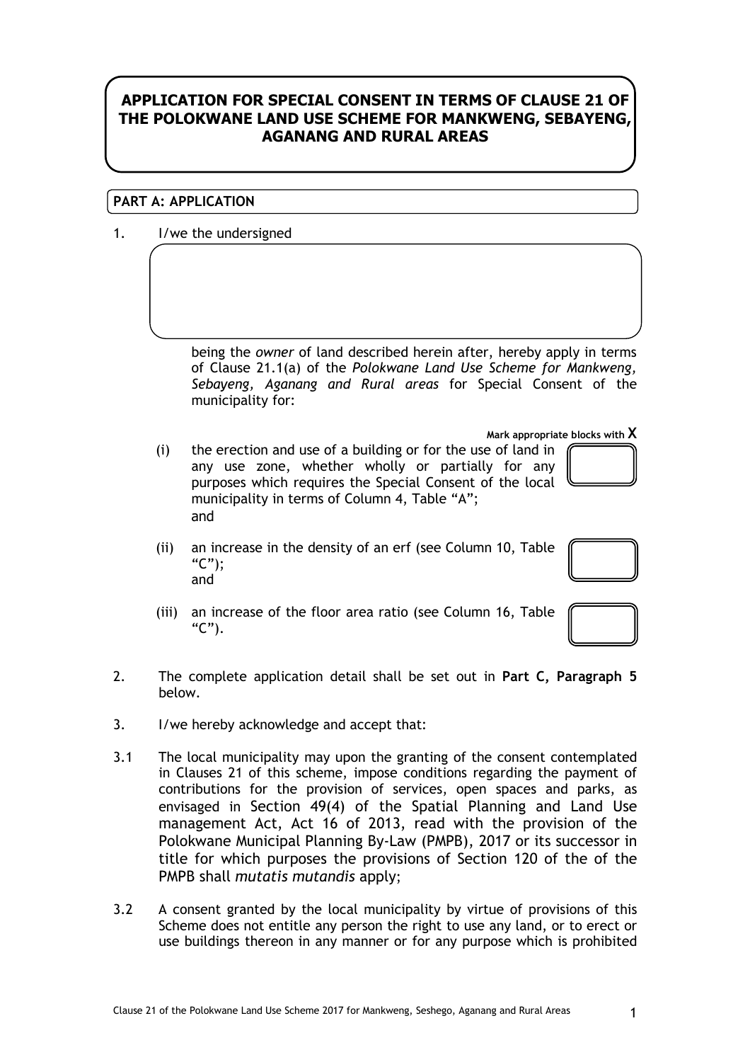# APPLICATION FOR SPECIAL CONSENT IN TERMS OF CLAUSE 21 OF THE POLOKWANE LAND USE SCHEME FOR MANKWENG, SEBAYENG, AGANANG AND RURAL AREAS

## PART A: APPLICATION

1. I/we the undersigned

being the *owner* of land described herein after, hereby apply in terms of Clause 21.1(a) of the *Polokwane Land Use Scheme for Mankweng, Sebayeng, Aganang and Rural areas* for Special Consent of the municipality for:

**Mark appropriate blocks with X**

(i) the erection and use of a building or for the use of land in any use zone, whether wholly or partially for any purposes which requires the Special Consent of the local municipality in terms of Column 4, Table "A"; and ☐

(ii) an increase in the density of an erf (see Column 10, Table "C"); and ☐

(iii) an increase of the floor area ratio (see Column 16, Table "C"). ☐

2. The complete application detail shall be set out in **Part C, Paragraph 5** below.

3. I/we hereby acknowledge and accept that:

3.1 The local municipality may upon the granting of the consent contemplated in Clauses 21 of this scheme, impose conditions regarding the payment of contributions for the provision of services, open spaces and parks, as envisaged in Section 49(4) of the Spatial Planning and Land Use management Act, Act 16 of 2013, read with the provision of the Polokwane Municipal Planning By-Law (PMPB), 2017 or its successor in title for which purposes the provisions of Section 120 of the of the PMPB shall *mutatis mutandis* apply;

3.2 A consent granted by the local municipality by virtue of provisions of this Scheme does not entitle any person the right to use any land, or to erect or use buildings thereon in any manner or for any purpose which is prohibited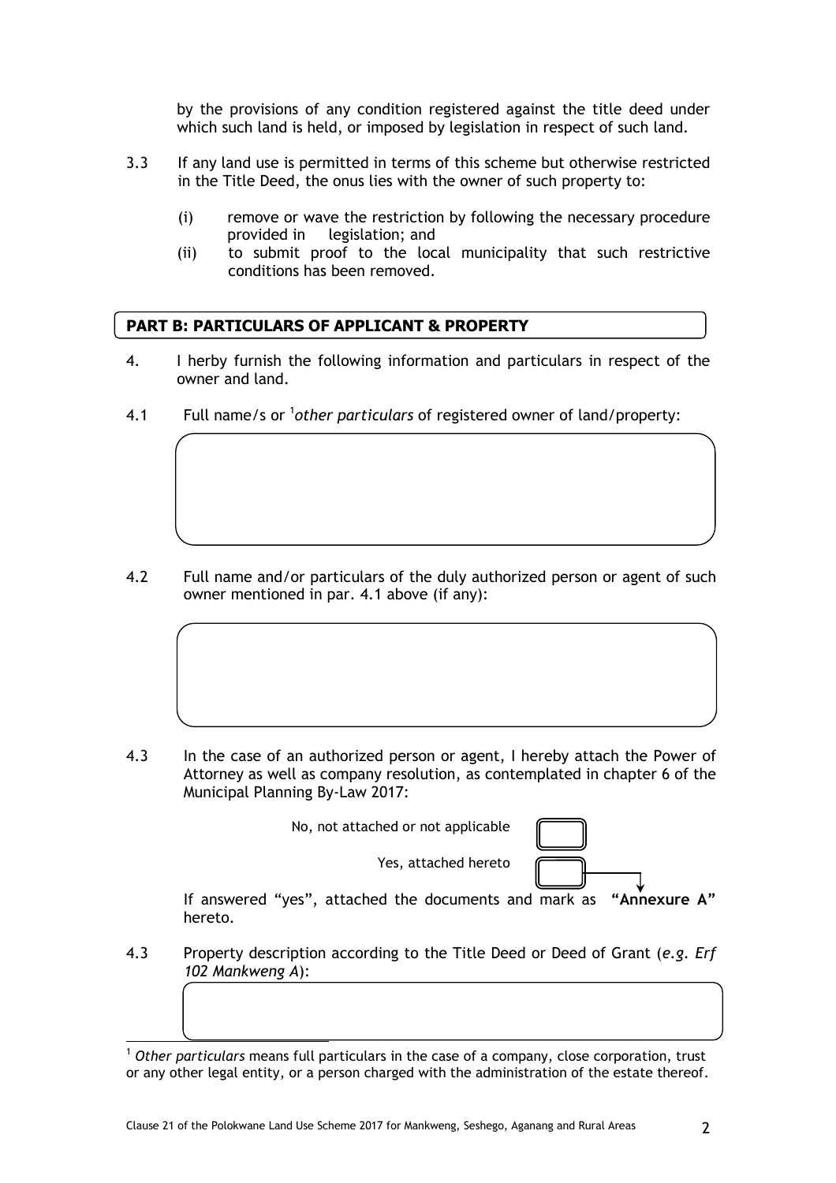by the provisions of any condition registered against the title deed under which such land is held, or imposed by legislation in respect of such land.

3.3 If any land use is permitted in terms of this scheme but otherwise restricted in the Title Deed, the onus lies with the owner of such property to:

(i) remove or wave the restriction by following the necessary procedure provided in legislation; and

(ii) to submit proof to the local municipality that such restrictive conditions has been removed.

## PART B: PARTICULARS OF APPLICANT & PROPERTY

4. I herby furnish the following information and particulars in respect of the owner and land.

4.1 Full name/s or [1]*other particulars* of registered owner of land/property:

4.2 Full name and/or particulars of the duly authorized person or agent of such owner mentioned in par. 4.1 above (if any):

4.3 In the case of an authorized person or agent, I hereby attach the Power of Attorney as well as company resolution, as contemplated in chapter 6 of the Municipal Planning By-Law 2017:

No, not attached or not applicable ☐

Yes, attached hereto ☐

If answered "yes", attached the documents and mark as **"Annexure A"** hereto.

4.3 Property description according to the Title Deed or Deed of Grant (*e.g. Erf 102 Mankweng A*):

---

[1] *Other particulars* means full particulars in the case of a company, close corporation, trust or any other legal entity, or a person charged with the administration of the estate thereof.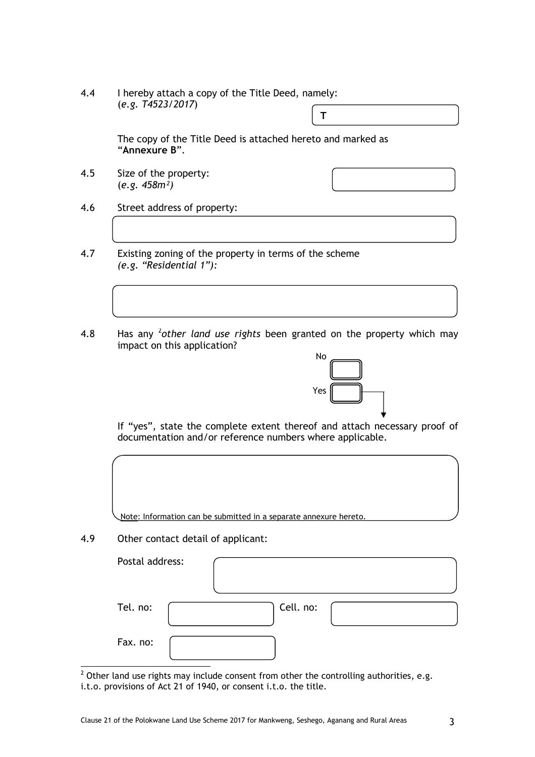4.4 I hereby attach a copy of the Title Deed, namely:
(*e.g. T4523/2017*)

**T**

The copy of the Title Deed is attached hereto and marked as "**Annexure B**".

4.5 Size of the property:
(*e.g. 458m²)*

4.6 Street address of property:

4.7 Existing zoning of the property in terms of the scheme
*(e.g. "Residential 1"):*

4.8 Has any [2]*other land use rights* been granted on the property which may impact on this application?

No

Yes

If "yes", state the complete extent thereof and attach necessary proof of documentation and/or reference numbers where applicable.

Note: Information can be submitted in a separate annexure hereto.

4.9 Other contact detail of applicant:

Postal address:

Tel. no: Cell. no:

Fax. no:

[2] Other land use rights may include consent from other the controlling authorities, e.g. i.t.o. provisions of Act 21 of 1940, or consent i.t.o. the title.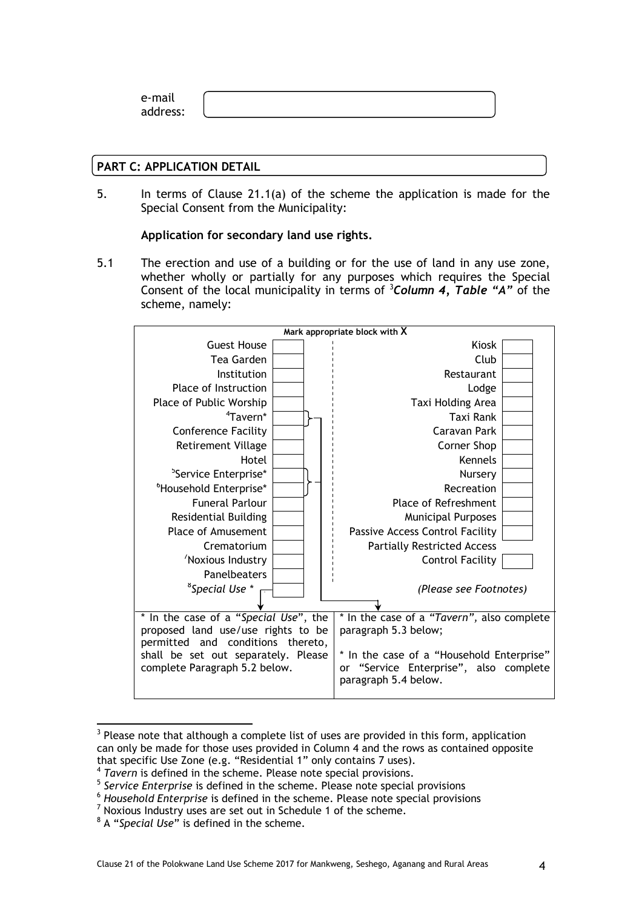e-mail address:

## PART C: APPLICATION DETAIL

5. In terms of Clause 21.1(a) of the scheme the application is made for the Special Consent from the Municipality:

**Application for secondary land use rights.**

5.1 The erection and use of a building or for the use of land in any use zone, whether wholly or partially for any purposes which requires the Special Consent of the local municipality in terms of [3]***Column 4, Table "A"*** of the scheme, namely:

**Mark appropriate block with X**

| Use | X | Use | X |
|---|---|---|---|
| Guest House | | Kiosk | |
| Tea Garden | | Club | |
| Institution | | Restaurant | |
| Place of Instruction | | Lodge | |
| Place of Public Worship | | Taxi Holding Area | |
| [4]Tavern* | | Taxi Rank | |
| Conference Facility | | Caravan Park | |
| Retirement Village | | Corner Shop | |
| Hotel | | Kennels | |
| [5]Service Enterprise* | | Nursery | |
| [6]Household Enterprise* | | Recreation | |
| Funeral Parlour | | Place of Refreshment | |
| Residential Building | | Municipal Purposes | |
| Place of Amusement | | Passive Access Control Facility | |
| Crematorium | | Partially Restricted Access | |
| [7]Noxious Industry | | Control Facility | |
| Panelbeaters | | | |
| [8]*Special Use* * | | *(Please see Footnotes)* | |

| | |
|---|---|
| * In the case of a "*Special Use*", the proposed land use/use rights to be permitted and conditions thereto, shall be set out separately. Please complete Paragraph 5.2 below. | * In the case of a "*Tavern*", also complete paragraph 5.3 below;<br><br>* In the case of a "Household Enterprise" or "Service Enterprise", also complete paragraph 5.4 below. |

---

[3] Please note that although a complete list of uses are provided in this form, application can only be made for those uses provided in Column 4 and the rows as contained opposite that specific Use Zone (e.g. "Residential 1" only contains 7 uses).

[4] *Tavern* is defined in the scheme. Please note special provisions.

[5] *Service Enterprise* is defined in the scheme. Please note special provisions

[6] *Household Enterprise* is defined in the scheme. Please note special provisions

[7] Noxious Industry uses are set out in Schedule 1 of the scheme.

[8] A "*Special Use*" is defined in the scheme.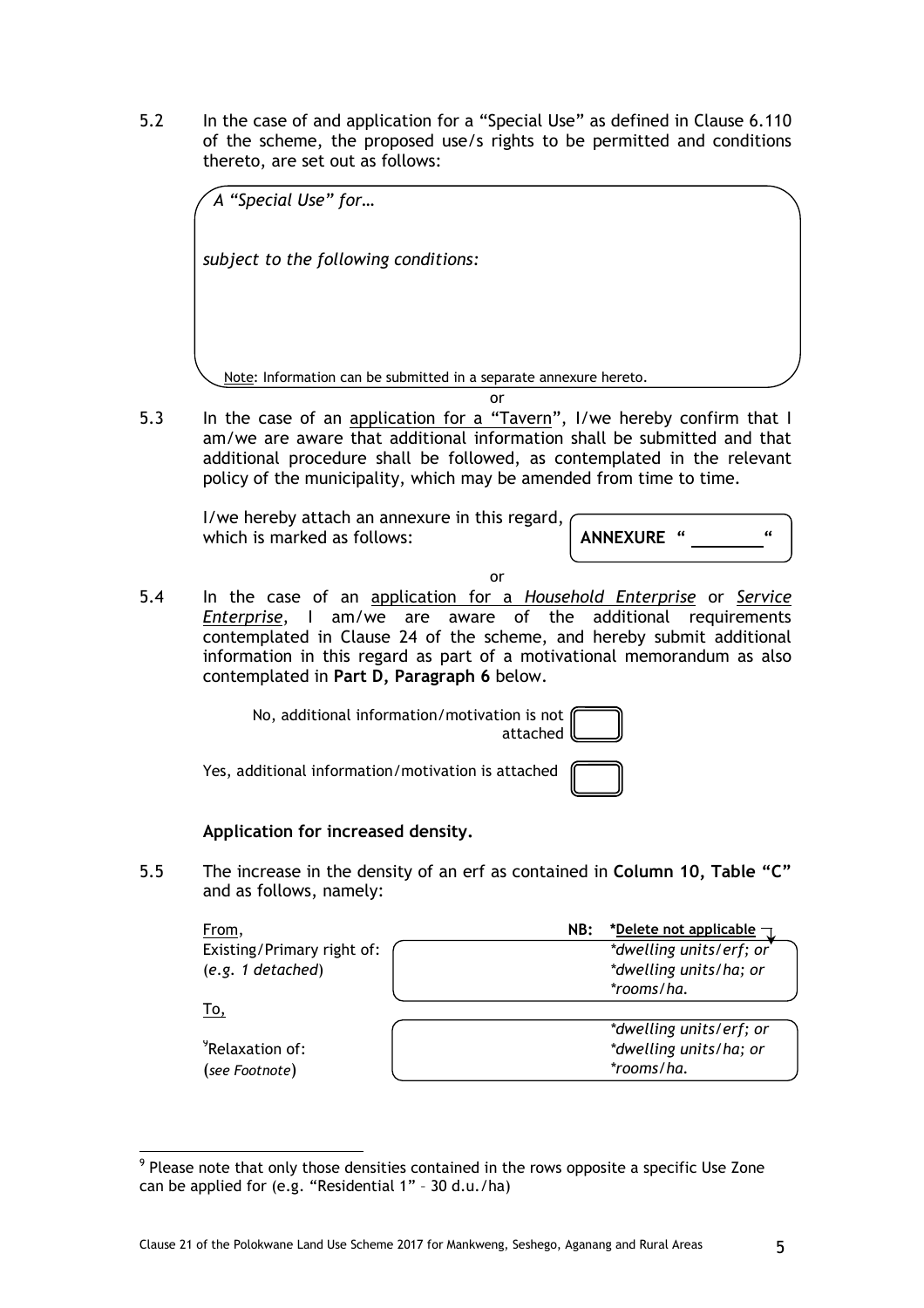5.2 In the case of and application for a "Special Use" as defined in Clause 6.110 of the scheme, the proposed use/s rights to be permitted and conditions thereto, are set out as follows:

> *A "Special Use" for…*
>
> *subject to the following conditions:*
>
> Note: Information can be submitted in a separate annexure hereto.

or

5.3 In the case of an application for a "Tavern", I/we hereby confirm that I am/we are aware that additional information shall be submitted and that additional procedure shall be followed, as contemplated in the relevant policy of the municipality, which may be amended from time to time.

I/we hereby attach an annexure in this regard, which is marked as follows: **ANNEXURE " ________ "**

or

5.4 In the case of an application for a *Household Enterprise* or *Service Enterprise*, I am/we are aware of the additional requirements contemplated in Clause 24 of the scheme, and hereby submit additional information in this regard as part of a motivational memorandum as also contemplated in **Part D, Paragraph 6** below.

No, additional information/motivation is not attached ☐

Yes, additional information/motivation is attached ☐

**Application for increased density.**

5.5 The increase in the density of an erf as contained in **Column 10, Table "C"** and as follows, namely:

| | | NB: **\*Delete not applicable** |
|---|---|---|
| From,<br>Existing/Primary right of:<br>(*e.g. 1 detached*) | | *\*dwelling units/erf; or*<br>*\*dwelling units/ha; or*<br>*\*rooms/ha.* |
| To,<br>Relaxation of:[9]<br>(*see Footnote*) | | *\*dwelling units/erf; or*<br>*\*dwelling units/ha; or*<br>*\*rooms/ha.* |

[9] Please note that only those densities contained in the rows opposite a specific Use Zone can be applied for (e.g. "Residential 1" – 30 d.u./ha)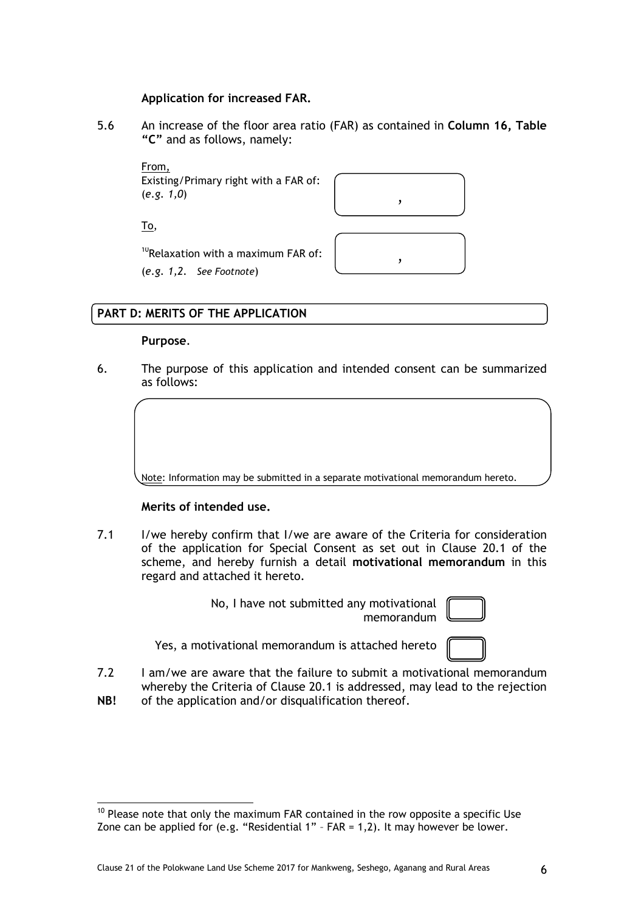**Application for increased FAR.**

5.6 An increase of the floor area ratio (FAR) as contained in **Column 16, Table "C"** and as follows, namely:

From,
Existing/Primary right with a FAR of:
(*e.g. 1,0*)

| , |
|---|

To,

[10]Relaxation with a maximum FAR of:
(*e.g. 1,2. See Footnote*)

| , |
|---|

## PART D: MERITS OF THE APPLICATION

**Purpose**.

6. The purpose of this application and intended consent can be summarized as follows:

Note: Information may be submitted in a separate motivational memorandum hereto.

**Merits of intended use.**

7.1 I/we hereby confirm that I/we are aware of the Criteria for consideration of the application for Special Consent as set out in Clause 20.1 of the scheme, and hereby furnish a detail **motivational memorandum** in this regard and attached it hereto.

No, I have not submitted any motivational memorandum ☐

Yes, a motivational memorandum is attached hereto ☐

7.2 I am/we are aware that the failure to submit a motivational memorandum whereby the Criteria of Clause 20.1 is addressed, may lead to the rejection

**NB!** of the application and/or disqualification thereof.

[10] Please note that only the maximum FAR contained in the row opposite a specific Use Zone can be applied for (e.g. "Residential 1" – FAR = 1,2). It may however be lower.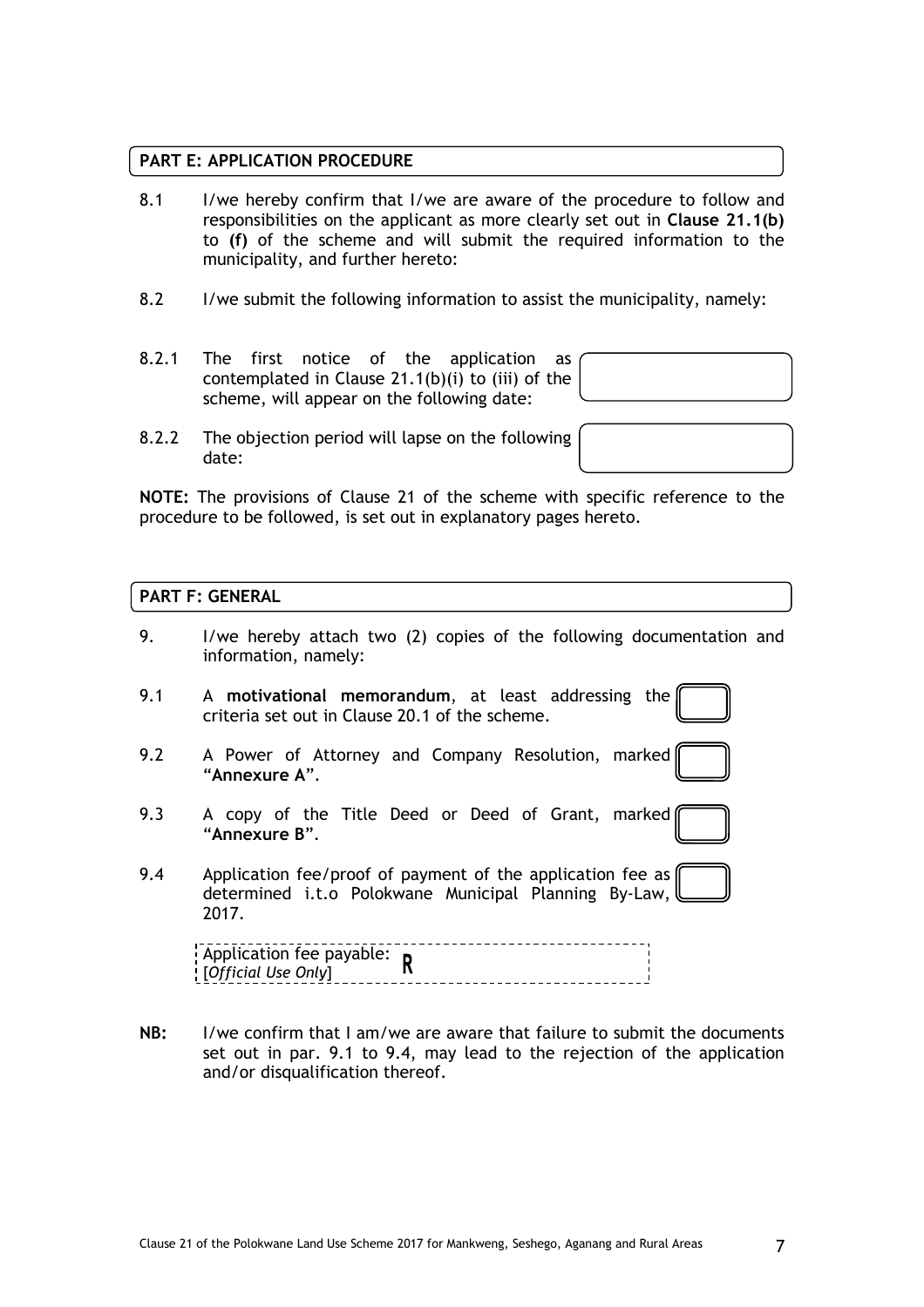## PART E: APPLICATION PROCEDURE

8.1 I/we hereby confirm that I/we are aware of the procedure to follow and responsibilities on the applicant as more clearly set out in **Clause 21.1(b)** to **(f)** of the scheme and will submit the required information to the municipality, and further hereto:

8.2 I/we submit the following information to assist the municipality, namely:

8.2.1 The first notice of the application as contemplated in Clause 21.1(b)(i) to (iii) of the scheme, will appear on the following date:

8.2.2 The objection period will lapse on the following date:

**NOTE:** The provisions of Clause 21 of the scheme with specific reference to the procedure to be followed, is set out in explanatory pages hereto.

## PART F: GENERAL

9. I/we hereby attach two (2) copies of the following documentation and information, namely:

9.1 A **motivational memorandum**, at least addressing the criteria set out in Clause 20.1 of the scheme.

9.2 A Power of Attorney and Company Resolution, marked "**Annexure A**".

9.3 A copy of the Title Deed or Deed of Grant, marked "**Annexure B**".

9.4 Application fee/proof of payment of the application fee as determined i.t.o Polokwane Municipal Planning By-Law, 2017.

Application fee payable: R
[*Official Use Only*]

**NB:** I/we confirm that I am/we are aware that failure to submit the documents set out in par. 9.1 to 9.4, may lead to the rejection of the application and/or disqualification thereof.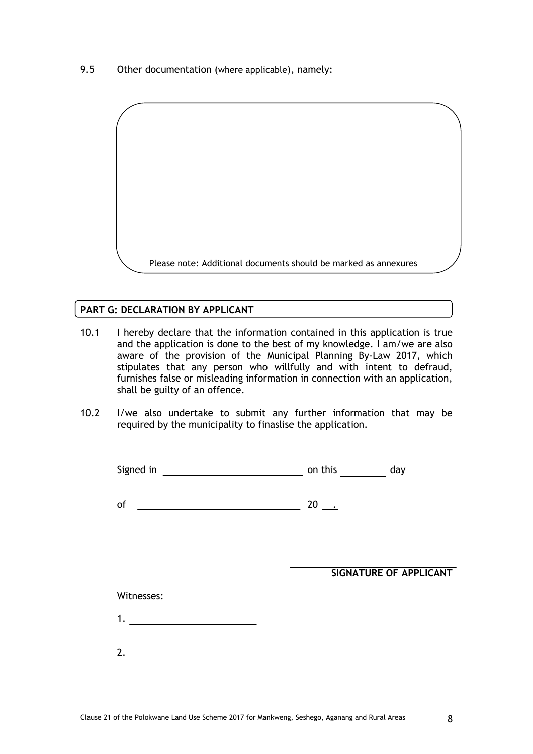9.5 Other documentation (where applicable), namely:

Please note: Additional documents should be marked as annexures

## PART G: DECLARATION BY APPLICANT

10.1 I hereby declare that the information contained in this application is true and the application is done to the best of my knowledge. I am/we are also aware of the provision of the Municipal Planning By-Law 2017, which stipulates that any person who willfully and with intent to defraud, furnishes false or misleading information in connection with an application, shall be guilty of an offence.

10.2 I/we also undertake to submit any further information that may be required by the municipality to finaslise the application.

Signed in ____________________________ on this __________ day

of ________________________________ 20 ___.

____________________________
**SIGNATURE OF APPLICANT**

Witnesses:

1. ___________________________

2. ___________________________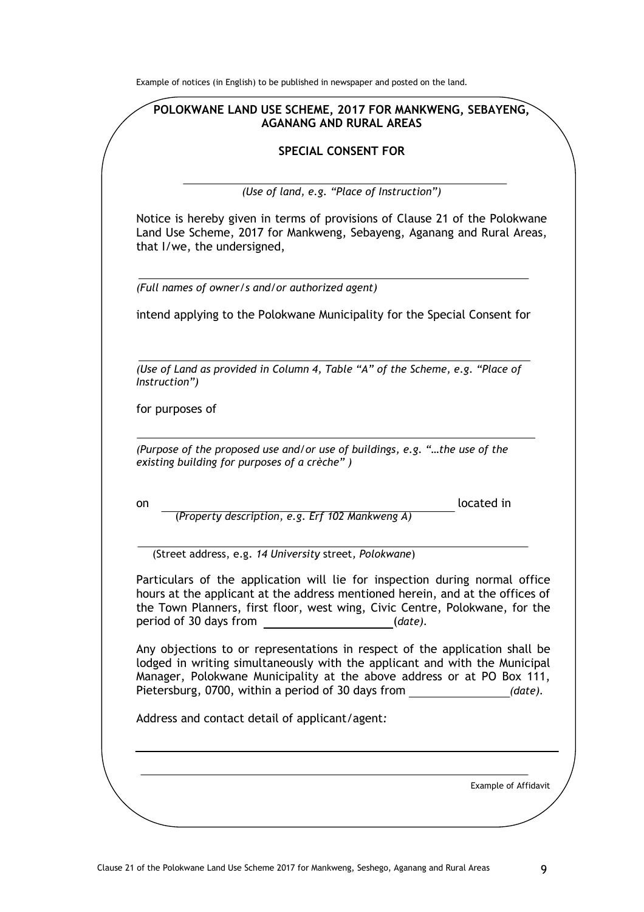Example of notices (in English) to be published in newspaper and posted on the land.

**POLOKWANE LAND USE SCHEME, 2017 FOR MANKWENG, SEBAYENG, AGANANG AND RURAL AREAS**

**SPECIAL CONSENT FOR**

\_\_\_\_\_\_\_\_\_\_\_\_\_\_\_\_\_\_\_\_\_\_\_\_\_\_\_\_\_\_\_\_\_\_\_\_\_\_\_\_

*(Use of land, e.g. "Place of Instruction")*

Notice is hereby given in terms of provisions of Clause 21 of the Polokwane Land Use Scheme, 2017 for Mankweng, Sebayeng, Aganang and Rural Areas, that I/we, the undersigned,

\_\_\_\_\_\_\_\_\_\_\_\_\_\_\_\_\_\_\_\_\_\_\_\_\_\_\_\_\_\_\_\_\_\_\_\_\_\_\_\_

*(Full names of owner/s and/or authorized agent)*

intend applying to the Polokwane Municipality for the Special Consent for

\_\_\_\_\_\_\_\_\_\_\_\_\_\_\_\_\_\_\_\_\_\_\_\_\_\_\_\_\_\_\_\_\_\_\_\_\_\_\_\_

*(Use of Land as provided in Column 4, Table "A" of the Scheme, e.g. "Place of Instruction")*

for purposes of

\_\_\_\_\_\_\_\_\_\_\_\_\_\_\_\_\_\_\_\_\_\_\_\_\_\_\_\_\_\_\_\_\_\_\_\_\_\_\_\_

*(Purpose of the proposed use and/or use of buildings, e.g. "…the use of the existing building for purposes of a crèche" )*

on \_\_\_\_\_\_\_\_\_\_\_\_\_\_\_\_\_\_\_\_\_\_\_\_\_\_\_\_\_\_\_\_ located in

(*Property description, e.g. Erf 102 Mankweng A)*

\_\_\_\_\_\_\_\_\_\_\_\_\_\_\_\_\_\_\_\_\_\_\_\_\_\_\_\_\_\_\_\_\_\_\_\_\_\_\_\_

(Street address, e.g. *14 University* street*, Polokwane*)

Particulars of the application will lie for inspection during normal office hours at the applicant at the address mentioned herein, and at the offices of the Town Planners, first floor, west wing, Civic Centre, Polokwane, for the period of 30 days from \_\_\_\_\_\_\_\_\_\_\_\_\_\_\_\_\_\_\_\_(*date).*

Any objections to or representations in respect of the application shall be lodged in writing simultaneously with the applicant and with the Municipal Manager, Polokwane Municipality at the above address or at PO Box 111, Pietersburg, 0700, within a period of 30 days from \_\_\_\_\_\_\_\_\_\_\_\_\_\_\_\_*(date).*

Address and contact detail of applicant/agent*:*

\_\_\_\_\_\_\_\_\_\_\_\_\_\_\_\_\_\_\_\_\_\_\_\_\_\_\_\_\_\_\_\_\_\_\_\_\_\_\_\_

\_\_\_\_\_\_\_\_\_\_\_\_\_\_\_\_\_\_\_\_\_\_\_\_\_\_\_\_\_\_\_\_\_\_\_\_\_\_\_\_

Example of Affidavit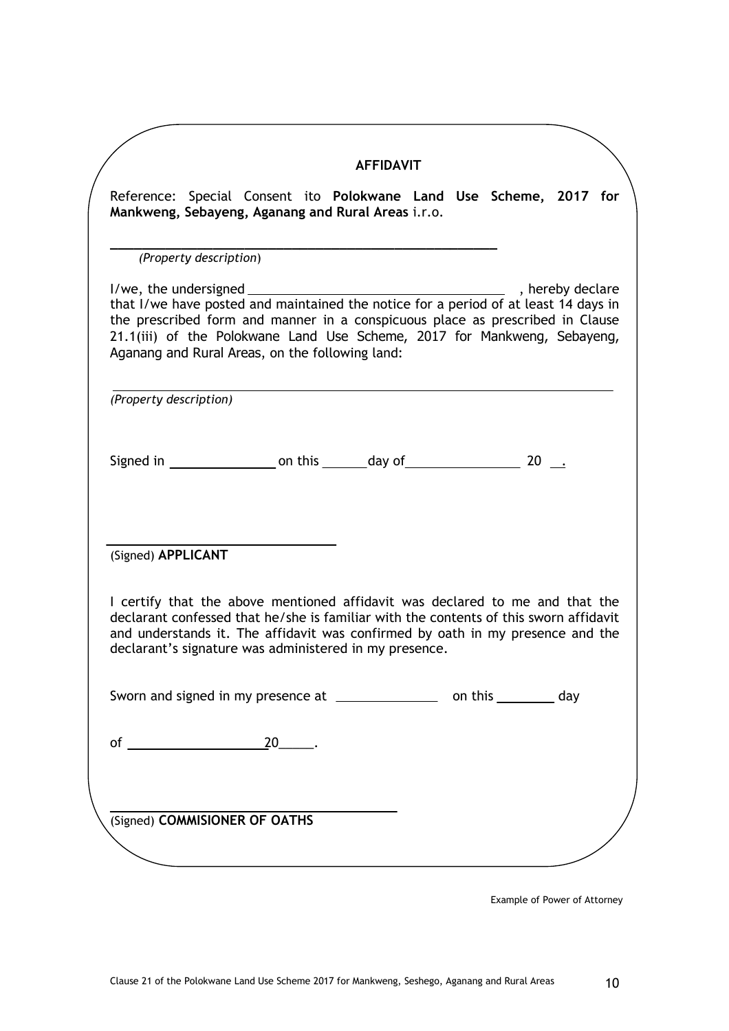## AFFIDAVIT

Reference: Special Consent ito **Polokwane Land Use Scheme, 2017 for Mankweng, Sebayeng, Aganang and Rural Areas** i.r.o.

______________________________________________

*(Property description)*

I/we, the undersigned ______________________________ , hereby declare that I/we have posted and maintained the notice for a period of at least 14 days in the prescribed form and manner in a conspicuous place as prescribed in Clause 21.1(iii) of the Polokwane Land Use Scheme, 2017 for Mankweng, Sebayeng, Aganang and Rural Areas, on the following land:

______________________________________________

*(Property description)*

Signed in ______________ on this ______ day of ______________ 20 __.

______________________________

(Signed) **APPLICANT**

I certify that the above mentioned affidavit was declared to me and that the declarant confessed that he/she is familiar with the contents of this sworn affidavit and understands it. The affidavit was confirmed by oath in my presence and the declarant's signature was administered in my presence.

Sworn and signed in my presence at ______________ on this ________ day

of __________________20_____.

______________________________

(Signed) **COMMISIONER OF OATHS**

Example of Power of Attorney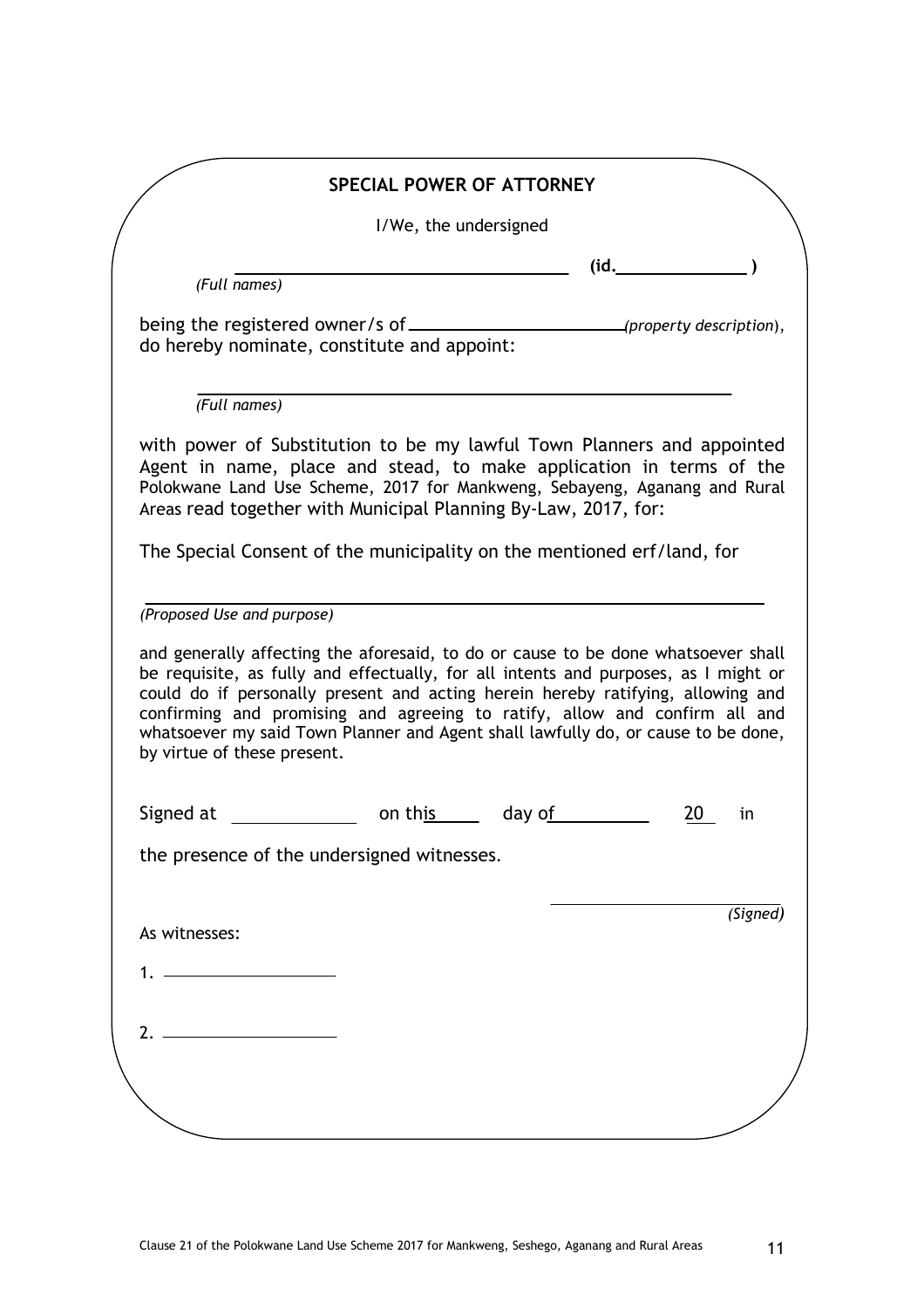## SPECIAL POWER OF ATTORNEY

I/We, the undersigned

______________________________ (id.______________ )

*(Full names)*

being the registered owner/s of ______________________ *(property description)*, do hereby nominate, constitute and appoint:

______________________________________________

*(Full names)*

with power of Substitution to be my lawful Town Planners and appointed Agent in name, place and stead, to make application in terms of the Polokwane Land Use Scheme, 2017 for Mankweng, Sebayeng, Aganang and Rural Areas read together with Municipal Planning By-Law, 2017, for:

The Special Consent of the municipality on the mentioned erf/land, for

______________________________________________

*(Proposed Use and purpose)*

and generally affecting the aforesaid, to do or cause to be done whatsoever shall be requisite, as fully and effectually, for all intents and purposes, as I might or could do if personally present and acting herein hereby ratifying, allowing and confirming and promising and agreeing to ratify, allow and confirm all and whatsoever my said Town Planner and Agent shall lawfully do, or cause to be done, by virtue of these present.

Signed at ____________ on this _____ day of __________ 20___ in the presence of the undersigned witnesses.

______________________

*(Signed)*

As witnesses:

1. ____________________

2. ____________________

Clause 21 of the Polokwane Land Use Scheme 2017 for Mankweng, Seshego, Aganang and Rural Areas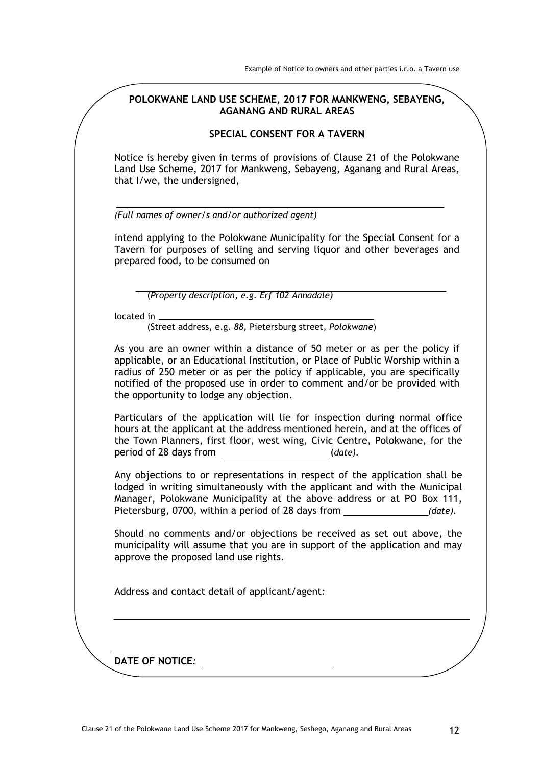Example of Notice to owners and other parties i.r.o. a Tavern use

**POLOKWANE LAND USE SCHEME, 2017 FOR MANKWENG, SEBAYENG, AGANANG AND RURAL AREAS**

**SPECIAL CONSENT FOR A TAVERN**

Notice is hereby given in terms of provisions of Clause 21 of the Polokwane Land Use Scheme, 2017 for Mankweng, Sebayeng, Aganang and Rural Areas, that I/we, the undersigned,

______________________________________________________________

*(Full names of owner/s and/or authorized agent)*

intend applying to the Polokwane Municipality for the Special Consent for a Tavern for purposes of selling and serving liquor and other beverages and prepared food, to be consumed on

______________________________________________________________

(*Property description, e.g. Erf 102 Annadale)*

located in ____________________________________________

(Street address, e.g. *88,* Pietersburg street*, Polokwane*)

As you are an owner within a distance of 50 meter or as per the policy if applicable, or an Educational Institution, or Place of Public Worship within a radius of 250 meter or as per the policy if applicable, you are specifically notified of the proposed use in order to comment and/or be provided with the opportunity to lodge any objection.

Particulars of the application will lie for inspection during normal office hours at the applicant at the address mentioned herein, and at the offices of the Town Planners, first floor, west wing, Civic Centre, Polokwane, for the period of 28 days from ____________________ (*date).*

Any objections to or representations in respect of the application shall be lodged in writing simultaneously with the applicant and with the Municipal Manager, Polokwane Municipality at the above address or at PO Box 111, Pietersburg, 0700, within a period of 28 days from ________________ *(date).*

Should no comments and/or objections be received as set out above, the municipality will assume that you are in support of the application and may approve the proposed land use rights.

Address and contact detail of applicant/agent*:*

______________________________________________________________

______________________________________________________________

**DATE OF NOTICE***:* ________________________

Clause 21 of the Polokwane Land Use Scheme 2017 for Mankweng, Seshego, Aganang and Rural Areas